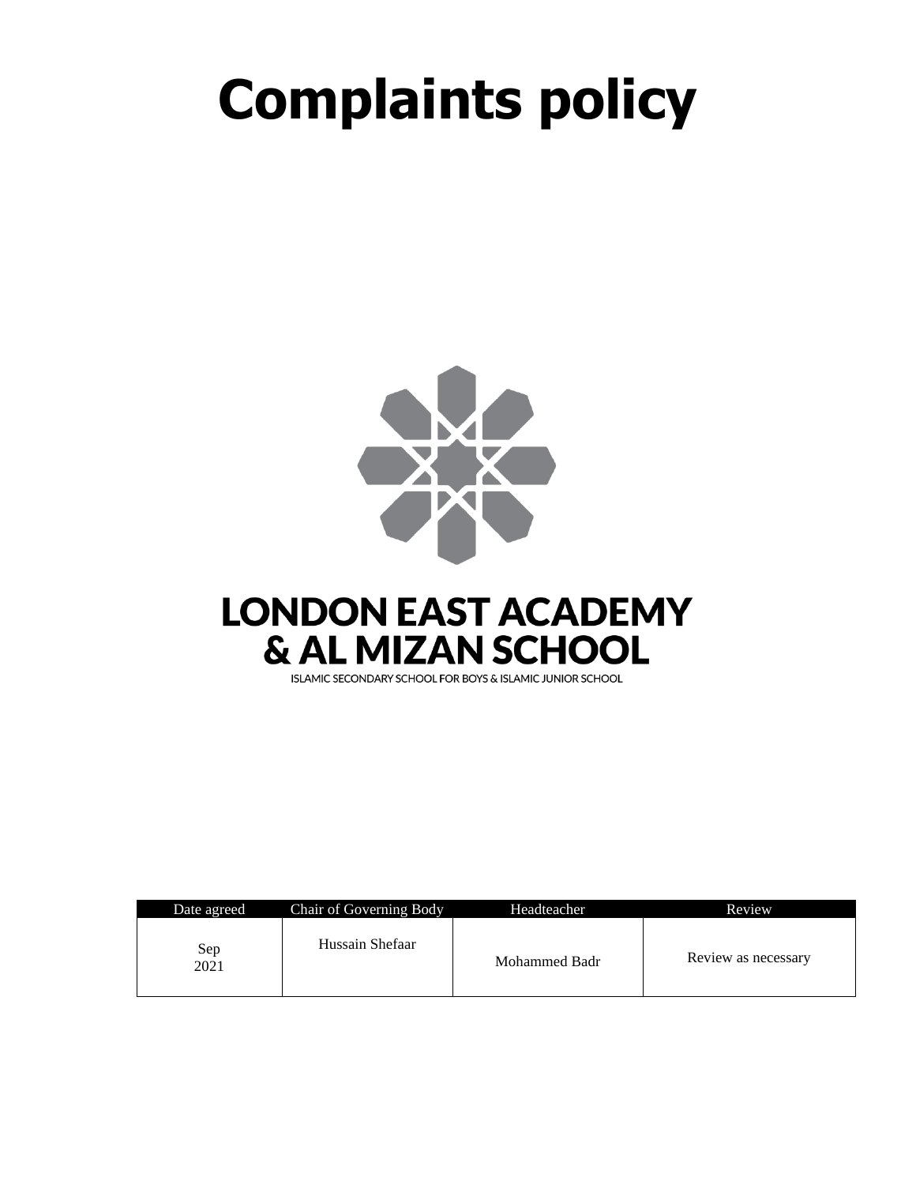# Complaints policy

LONDON EAST ACADEMY
& AL MIZAN SCHOOL
ISLAMIC SECONDARY SCHOOL FOR BOYS & ISLAMIC JUNIOR SCHOOL

| Date agreed | Chair of Governing Body | Headteacher | Review |
|---|---|---|---|
| Sep 2021 | Hussain Shefaar | Mohammed Badr | Review as necessary |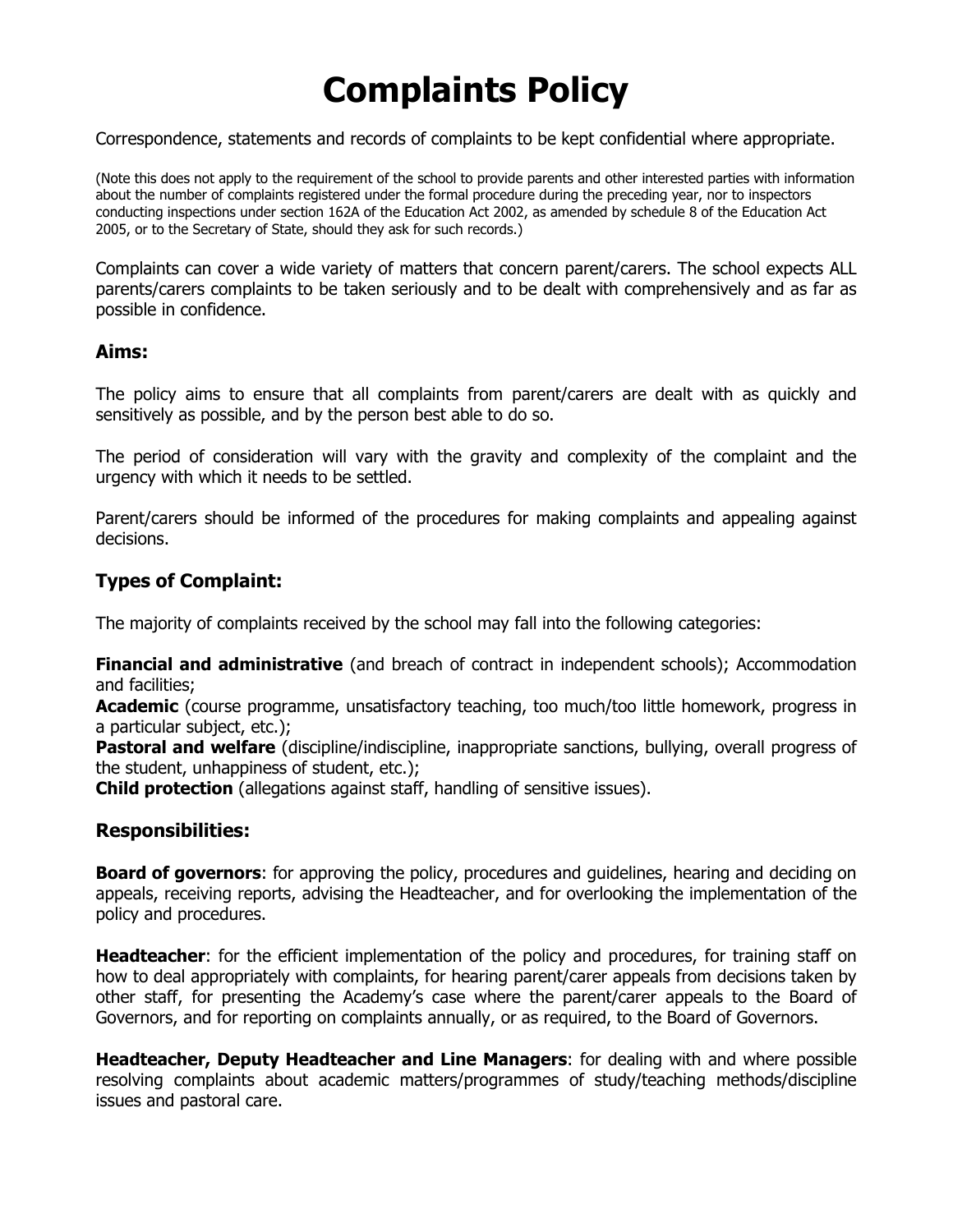# Complaints Policy

Correspondence, statements and records of complaints to be kept confidential where appropriate.

(Note this does not apply to the requirement of the school to provide parents and other interested parties with information about the number of complaints registered under the formal procedure during the preceding year, nor to inspectors conducting inspections under section 162A of the Education Act 2002, as amended by schedule 8 of the Education Act 2005, or to the Secretary of State, should they ask for such records.)

Complaints can cover a wide variety of matters that concern parent/carers. The school expects ALL parents/carers complaints to be taken seriously and to be dealt with comprehensively and as far as possible in confidence.

### Aims:

The policy aims to ensure that all complaints from parent/carers are dealt with as quickly and sensitively as possible, and by the person best able to do so.

The period of consideration will vary with the gravity and complexity of the complaint and the urgency with which it needs to be settled.

Parent/carers should be informed of the procedures for making complaints and appealing against decisions.

### Types of Complaint:

The majority of complaints received by the school may fall into the following categories:

**Financial and administrative** (and breach of contract in independent schools); Accommodation and facilities;
**Academic** (course programme, unsatisfactory teaching, too much/too little homework, progress in a particular subject, etc.);
**Pastoral and welfare** (discipline/indiscipline, inappropriate sanctions, bullying, overall progress of the student, unhappiness of student, etc.);
**Child protection** (allegations against staff, handling of sensitive issues).

### Responsibilities:

**Board of governors**: for approving the policy, procedures and guidelines, hearing and deciding on appeals, receiving reports, advising the Headteacher, and for overlooking the implementation of the policy and procedures.

**Headteacher**: for the efficient implementation of the policy and procedures, for training staff on how to deal appropriately with complaints, for hearing parent/carer appeals from decisions taken by other staff, for presenting the Academy's case where the parent/carer appeals to the Board of Governors, and for reporting on complaints annually, or as required, to the Board of Governors.

**Headteacher, Deputy Headteacher and Line Managers**: for dealing with and where possible resolving complaints about academic matters/programmes of study/teaching methods/discipline issues and pastoral care.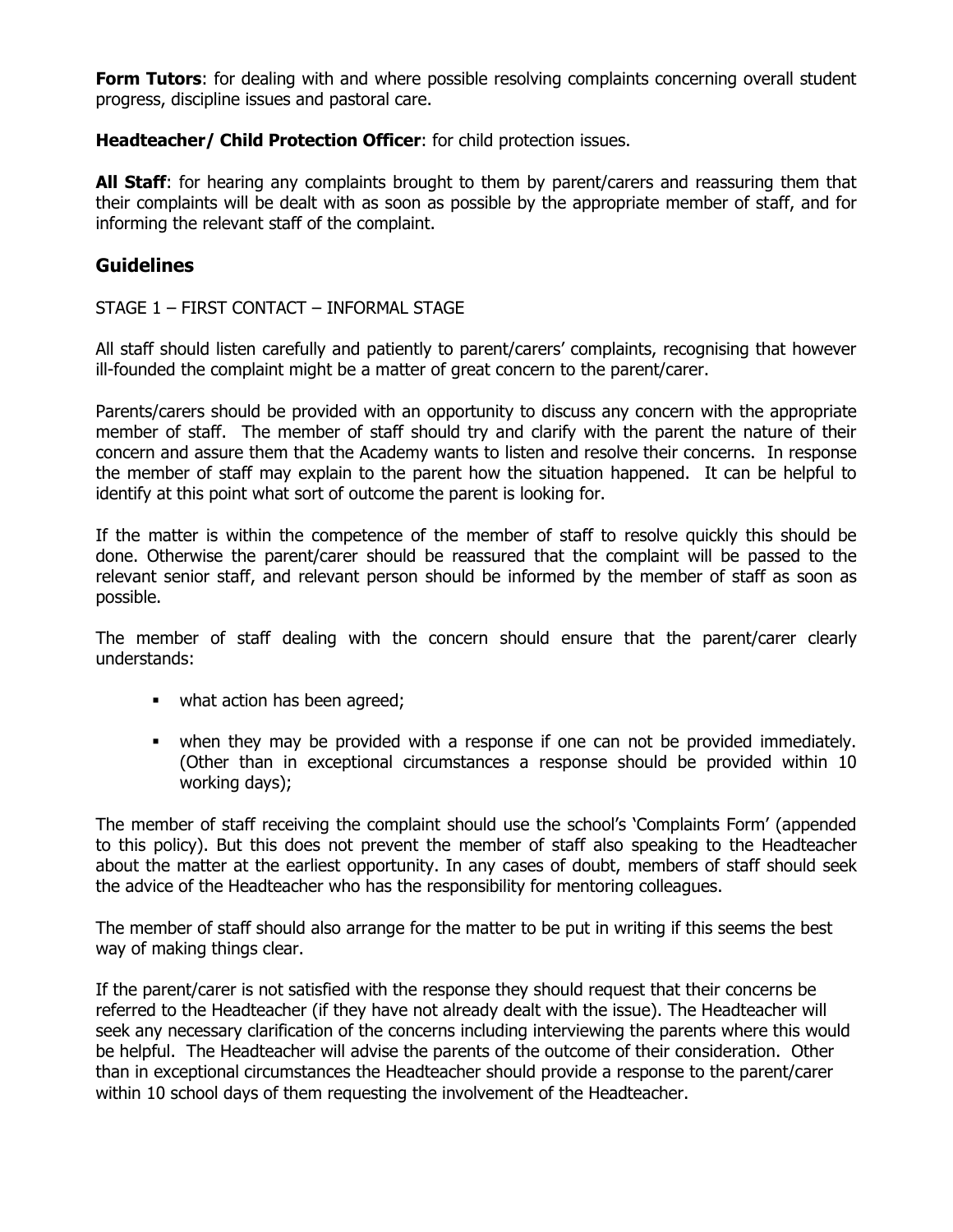**Form Tutors**: for dealing with and where possible resolving complaints concerning overall student progress, discipline issues and pastoral care.

**Headteacher/ Child Protection Officer**: for child protection issues.

**All Staff**: for hearing any complaints brought to them by parent/carers and reassuring them that their complaints will be dealt with as soon as possible by the appropriate member of staff, and for informing the relevant staff of the complaint.

## Guidelines

STAGE 1 – FIRST CONTACT – INFORMAL STAGE

All staff should listen carefully and patiently to parent/carers' complaints, recognising that however ill-founded the complaint might be a matter of great concern to the parent/carer.

Parents/carers should be provided with an opportunity to discuss any concern with the appropriate member of staff. The member of staff should try and clarify with the parent the nature of their concern and assure them that the Academy wants to listen and resolve their concerns. In response the member of staff may explain to the parent how the situation happened. It can be helpful to identify at this point what sort of outcome the parent is looking for.

If the matter is within the competence of the member of staff to resolve quickly this should be done. Otherwise the parent/carer should be reassured that the complaint will be passed to the relevant senior staff, and relevant person should be informed by the member of staff as soon as possible.

The member of staff dealing with the concern should ensure that the parent/carer clearly understands:

- what action has been agreed;
- when they may be provided with a response if one can not be provided immediately. (Other than in exceptional circumstances a response should be provided within 10 working days);

The member of staff receiving the complaint should use the school's 'Complaints Form' (appended to this policy). But this does not prevent the member of staff also speaking to the Headteacher about the matter at the earliest opportunity. In any cases of doubt, members of staff should seek the advice of the Headteacher who has the responsibility for mentoring colleagues.

The member of staff should also arrange for the matter to be put in writing if this seems the best way of making things clear.

If the parent/carer is not satisfied with the response they should request that their concerns be referred to the Headteacher (if they have not already dealt with the issue). The Headteacher will seek any necessary clarification of the concerns including interviewing the parents where this would be helpful. The Headteacher will advise the parents of the outcome of their consideration. Other than in exceptional circumstances the Headteacher should provide a response to the parent/carer within 10 school days of them requesting the involvement of the Headteacher.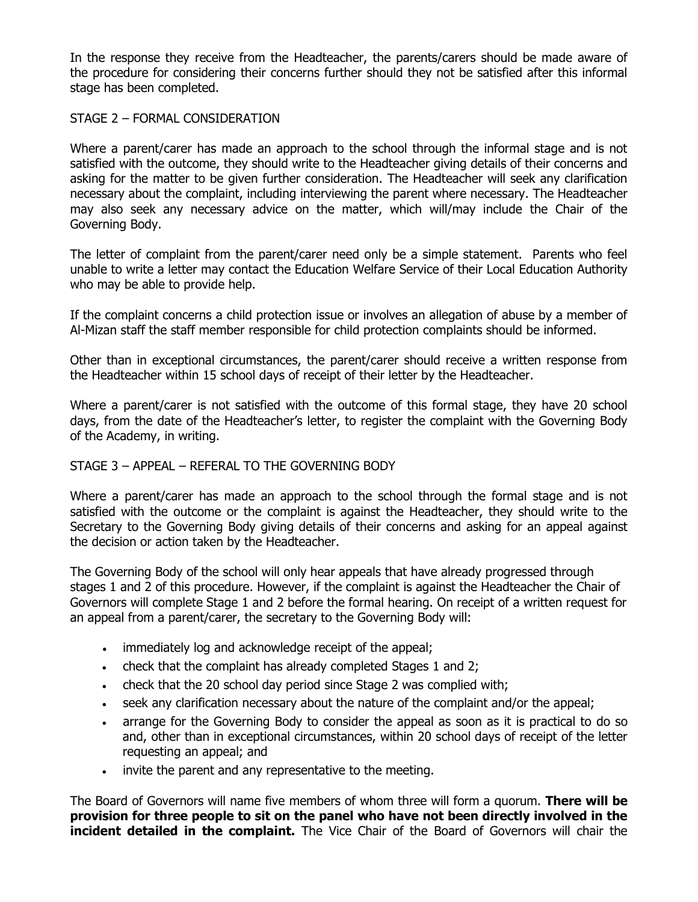In the response they receive from the Headteacher, the parents/carers should be made aware of the procedure for considering their concerns further should they not be satisfied after this informal stage has been completed.

STAGE 2 – FORMAL CONSIDERATION

Where a parent/carer has made an approach to the school through the informal stage and is not satisfied with the outcome, they should write to the Headteacher giving details of their concerns and asking for the matter to be given further consideration. The Headteacher will seek any clarification necessary about the complaint, including interviewing the parent where necessary. The Headteacher may also seek any necessary advice on the matter, which will/may include the Chair of the Governing Body.

The letter of complaint from the parent/carer need only be a simple statement. Parents who feel unable to write a letter may contact the Education Welfare Service of their Local Education Authority who may be able to provide help.

If the complaint concerns a child protection issue or involves an allegation of abuse by a member of Al-Mizan staff the staff member responsible for child protection complaints should be informed.

Other than in exceptional circumstances, the parent/carer should receive a written response from the Headteacher within 15 school days of receipt of their letter by the Headteacher.

Where a parent/carer is not satisfied with the outcome of this formal stage, they have 20 school days, from the date of the Headteacher's letter, to register the complaint with the Governing Body of the Academy, in writing.

STAGE 3 – APPEAL – REFERAL TO THE GOVERNING BODY

Where a parent/carer has made an approach to the school through the formal stage and is not satisfied with the outcome or the complaint is against the Headteacher, they should write to the Secretary to the Governing Body giving details of their concerns and asking for an appeal against the decision or action taken by the Headteacher.

The Governing Body of the school will only hear appeals that have already progressed through stages 1 and 2 of this procedure. However, if the complaint is against the Headteacher the Chair of Governors will complete Stage 1 and 2 before the formal hearing. On receipt of a written request for an appeal from a parent/carer, the secretary to the Governing Body will:

- immediately log and acknowledge receipt of the appeal;
- check that the complaint has already completed Stages 1 and 2;
- check that the 20 school day period since Stage 2 was complied with;
- seek any clarification necessary about the nature of the complaint and/or the appeal;
- arrange for the Governing Body to consider the appeal as soon as it is practical to do so and, other than in exceptional circumstances, within 20 school days of receipt of the letter requesting an appeal; and
- invite the parent and any representative to the meeting.

The Board of Governors will name five members of whom three will form a quorum. **There will be provision for three people to sit on the panel who have not been directly involved in the incident detailed in the complaint.** The Vice Chair of the Board of Governors will chair the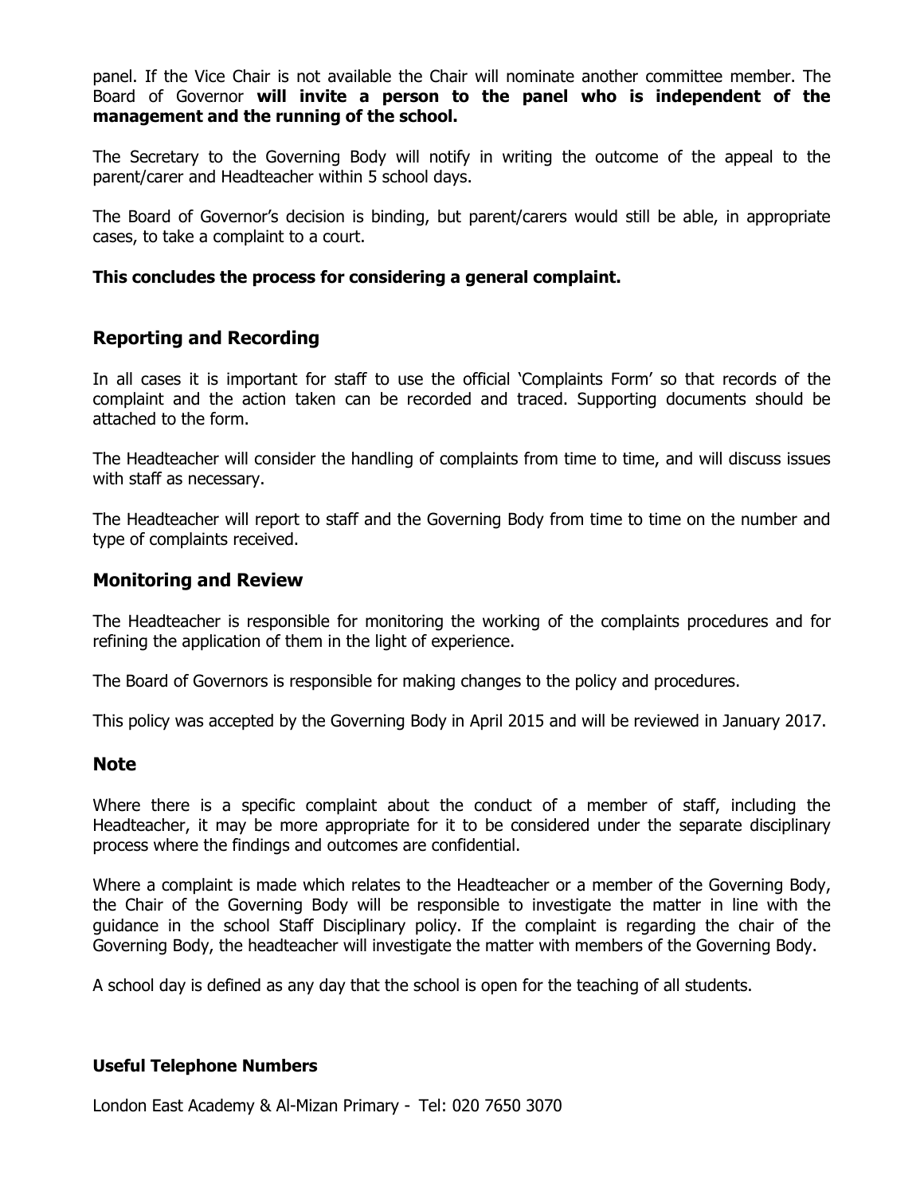panel. If the Vice Chair is not available the Chair will nominate another committee member. The Board of Governor **will invite a person to the panel who is independent of the management and the running of the school.**

The Secretary to the Governing Body will notify in writing the outcome of the appeal to the parent/carer and Headteacher within 5 school days.

The Board of Governor's decision is binding, but parent/carers would still be able, in appropriate cases, to take a complaint to a court.

**This concludes the process for considering a general complaint.**

## Reporting and Recording

In all cases it is important for staff to use the official 'Complaints Form' so that records of the complaint and the action taken can be recorded and traced. Supporting documents should be attached to the form.

The Headteacher will consider the handling of complaints from time to time, and will discuss issues with staff as necessary.

The Headteacher will report to staff and the Governing Body from time to time on the number and type of complaints received.

## Monitoring and Review

The Headteacher is responsible for monitoring the working of the complaints procedures and for refining the application of them in the light of experience.

The Board of Governors is responsible for making changes to the policy and procedures.

This policy was accepted by the Governing Body in April 2015 and will be reviewed in January 2017.

## Note

Where there is a specific complaint about the conduct of a member of staff, including the Headteacher, it may be more appropriate for it to be considered under the separate disciplinary process where the findings and outcomes are confidential.

Where a complaint is made which relates to the Headteacher or a member of the Governing Body, the Chair of the Governing Body will be responsible to investigate the matter in line with the guidance in the school Staff Disciplinary policy. If the complaint is regarding the chair of the Governing Body, the headteacher will investigate the matter with members of the Governing Body.

A school day is defined as any day that the school is open for the teaching of all students.

**Useful Telephone Numbers**

London East Academy & Al-Mizan Primary - Tel: 020 7650 3070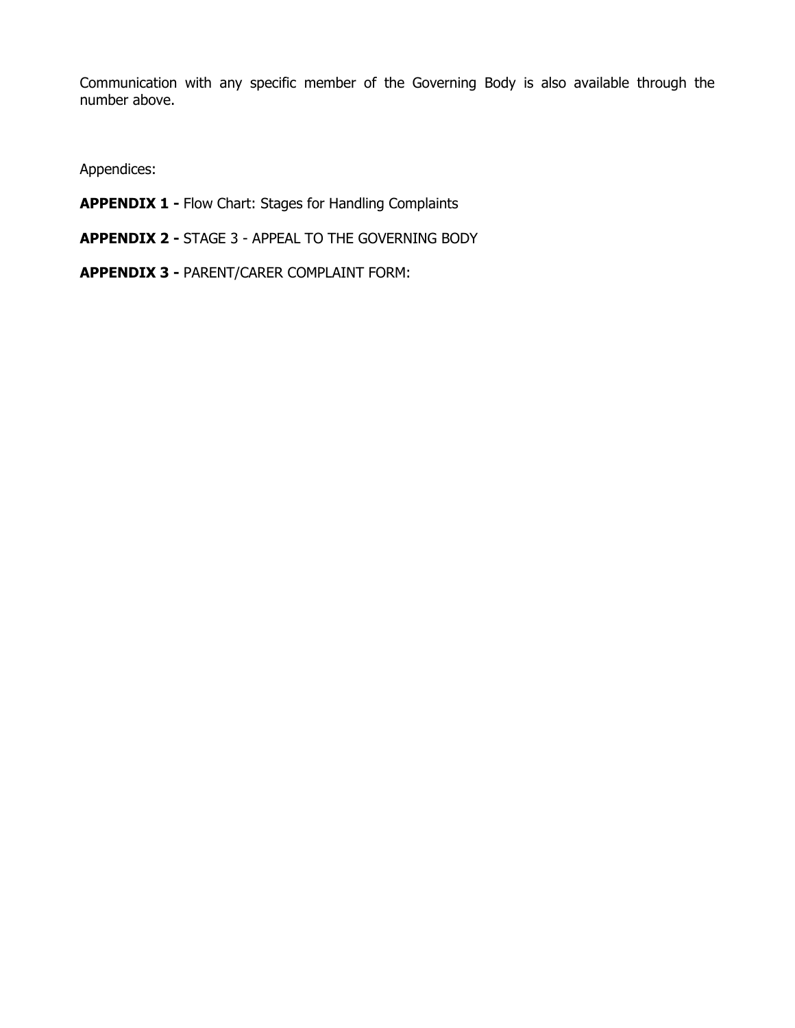Communication with any specific member of the Governing Body is also available through the number above.

Appendices:

**APPENDIX 1 -** Flow Chart: Stages for Handling Complaints

**APPENDIX 2 -** STAGE 3 - APPEAL TO THE GOVERNING BODY

**APPENDIX 3 -** PARENT/CARER COMPLAINT FORM: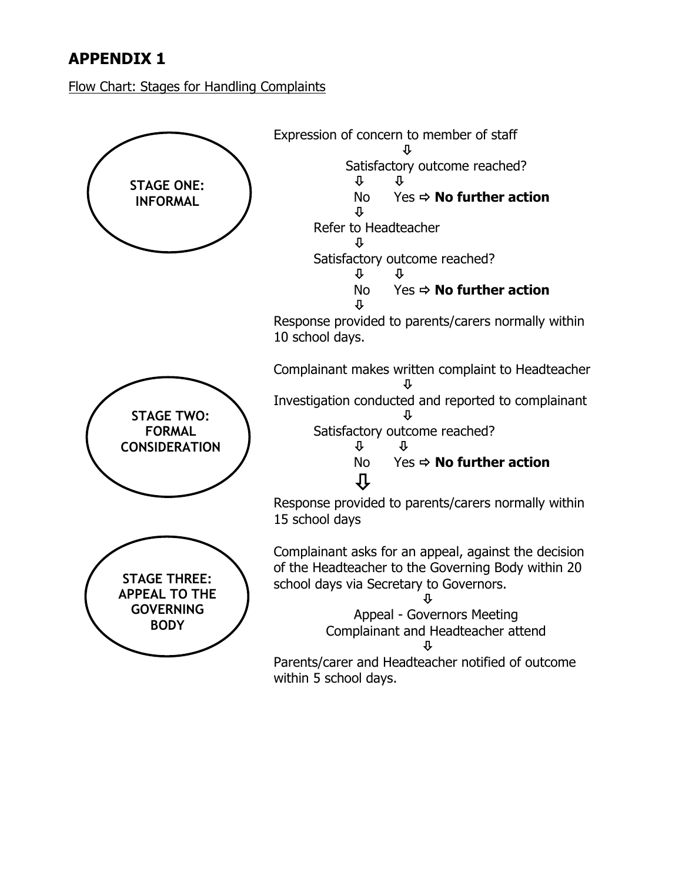# APPENDIX 1

Flow Chart: Stages for Handling Complaints

**STAGE ONE: INFORMAL**

Expression of concern to member of staff

⇩

Satisfactory outcome reached?

⇩ ⇩

No Yes ⇨ **No further action**

⇩

Refer to Headteacher

⇩

Satisfactory outcome reached?

⇩ ⇩

No Yes ⇨ **No further action**

⇩

Response provided to parents/carers normally within 10 school days.

**STAGE TWO: FORMAL CONSIDERATION**

Complainant makes written complaint to Headteacher

⇩

Investigation conducted and reported to complainant

⇩

Satisfactory outcome reached?

⇩ ⇩

No Yes ⇨ **No further action**

⇩

Response provided to parents/carers normally within 15 school days

**STAGE THREE: APPEAL TO THE GOVERNING BODY**

Complainant asks for an appeal, against the decision of the Headteacher to the Governing Body within 20 school days via Secretary to Governors.

⇩

Appeal - Governors Meeting
Complainant and Headteacher attend

⇩

Parents/carer and Headteacher notified of outcome within 5 school days.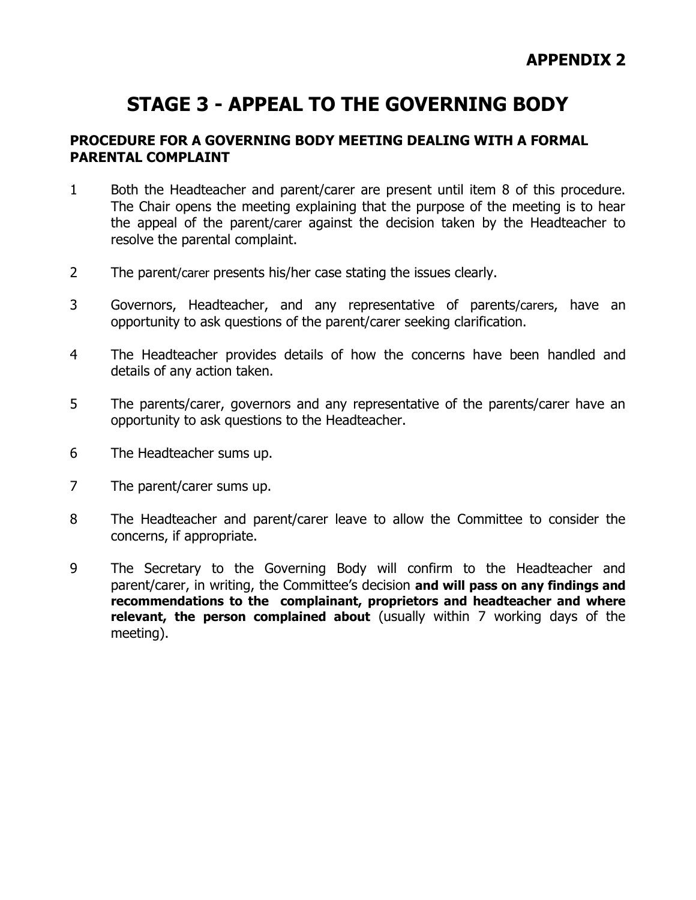**APPENDIX 2**

# STAGE 3 - APPEAL TO THE GOVERNING BODY

## PROCEDURE FOR A GOVERNING BODY MEETING DEALING WITH A FORMAL PARENTAL COMPLAINT

1. Both the Headteacher and parent/carer are present until item 8 of this procedure. The Chair opens the meeting explaining that the purpose of the meeting is to hear the appeal of the parent/carer against the decision taken by the Headteacher to resolve the parental complaint.

2. The parent/carer presents his/her case stating the issues clearly.

3. Governors, Headteacher, and any representative of parents/carers, have an opportunity to ask questions of the parent/carer seeking clarification.

4. The Headteacher provides details of how the concerns have been handled and details of any action taken.

5. The parents/carer, governors and any representative of the parents/carer have an opportunity to ask questions to the Headteacher.

6. The Headteacher sums up.

7. The parent/carer sums up.

8. The Headteacher and parent/carer leave to allow the Committee to consider the concerns, if appropriate.

9. The Secretary to the Governing Body will confirm to the Headteacher and parent/carer, in writing, the Committee's decision **and will pass on any findings and recommendations to the complainant, proprietors and headteacher and where relevant, the person complained about** (usually within 7 working days of the meeting).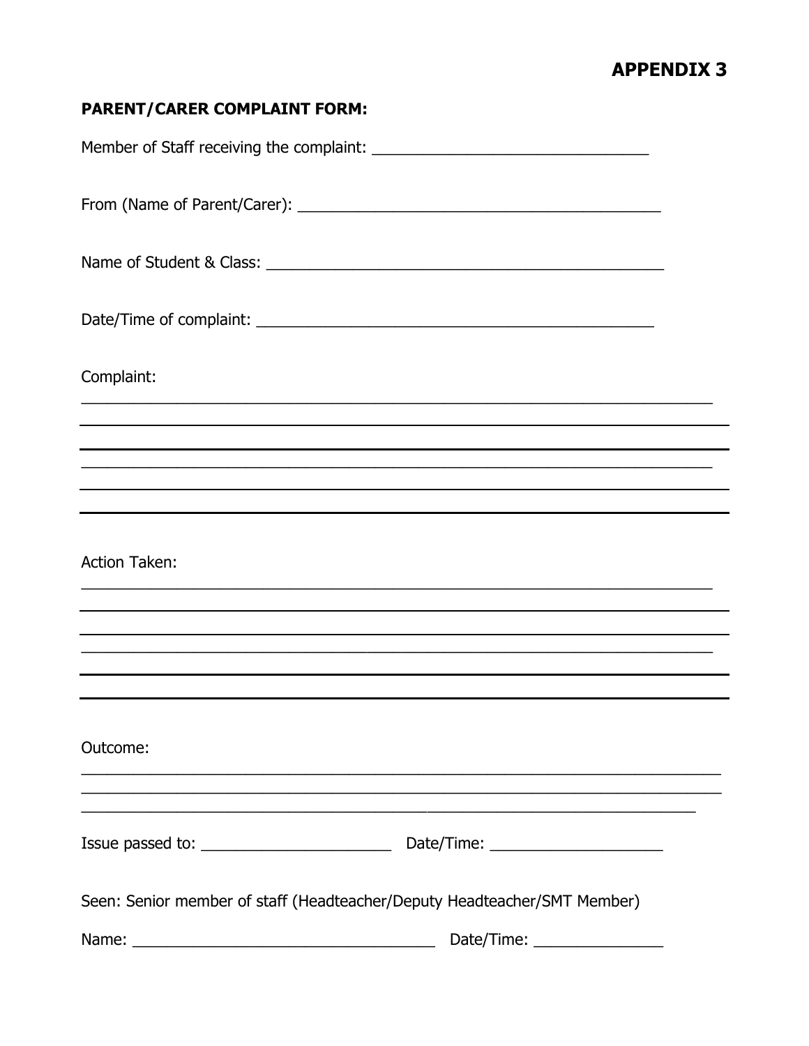**APPENDIX 3**

**PARENT/CARER COMPLAINT FORM:**

Member of Staff receiving the complaint: ________________________________

From (Name of Parent/Carer): ___________________________________________

Name of Student & Class: _______________________________________________

Date/Time of complaint: ________________________________________________

Complaint:

___________________________________________________________________________

___________________________________________________________________________

___________________________________________________________________________

___________________________________________________________________________

___________________________________________________________________________

___________________________________________________________________________

Action Taken:

___________________________________________________________________________

___________________________________________________________________________

___________________________________________________________________________

___________________________________________________________________________

___________________________________________________________________________

___________________________________________________________________________

Outcome:

___________________________________________________________________________

___________________________________________________________________________

___________________________________________________________________________

Issue passed to: ______________________ Date/Time: ____________________

Seen: Senior member of staff (Headteacher/Deputy Headteacher/SMT Member)

Name: ___________________________________ Date/Time: _______________